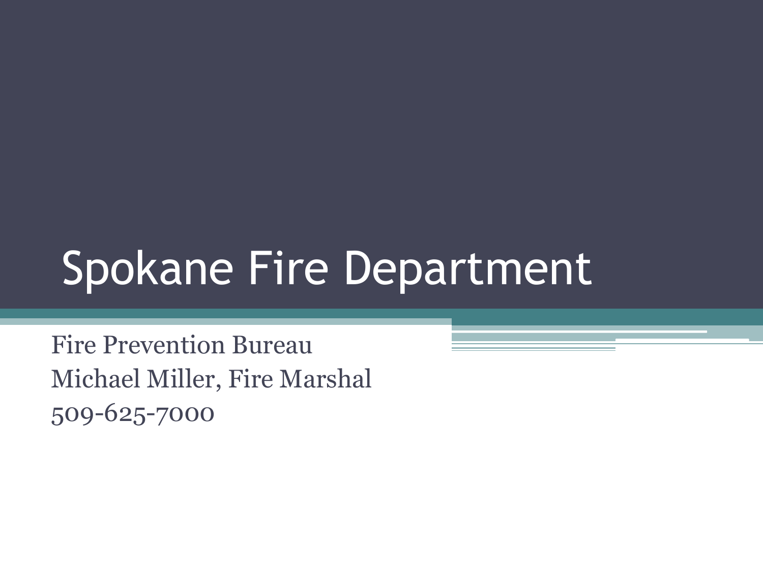# Spokane Fire Department

Fire Prevention Bureau
Michael Miller, Fire Marshal
509-625-7000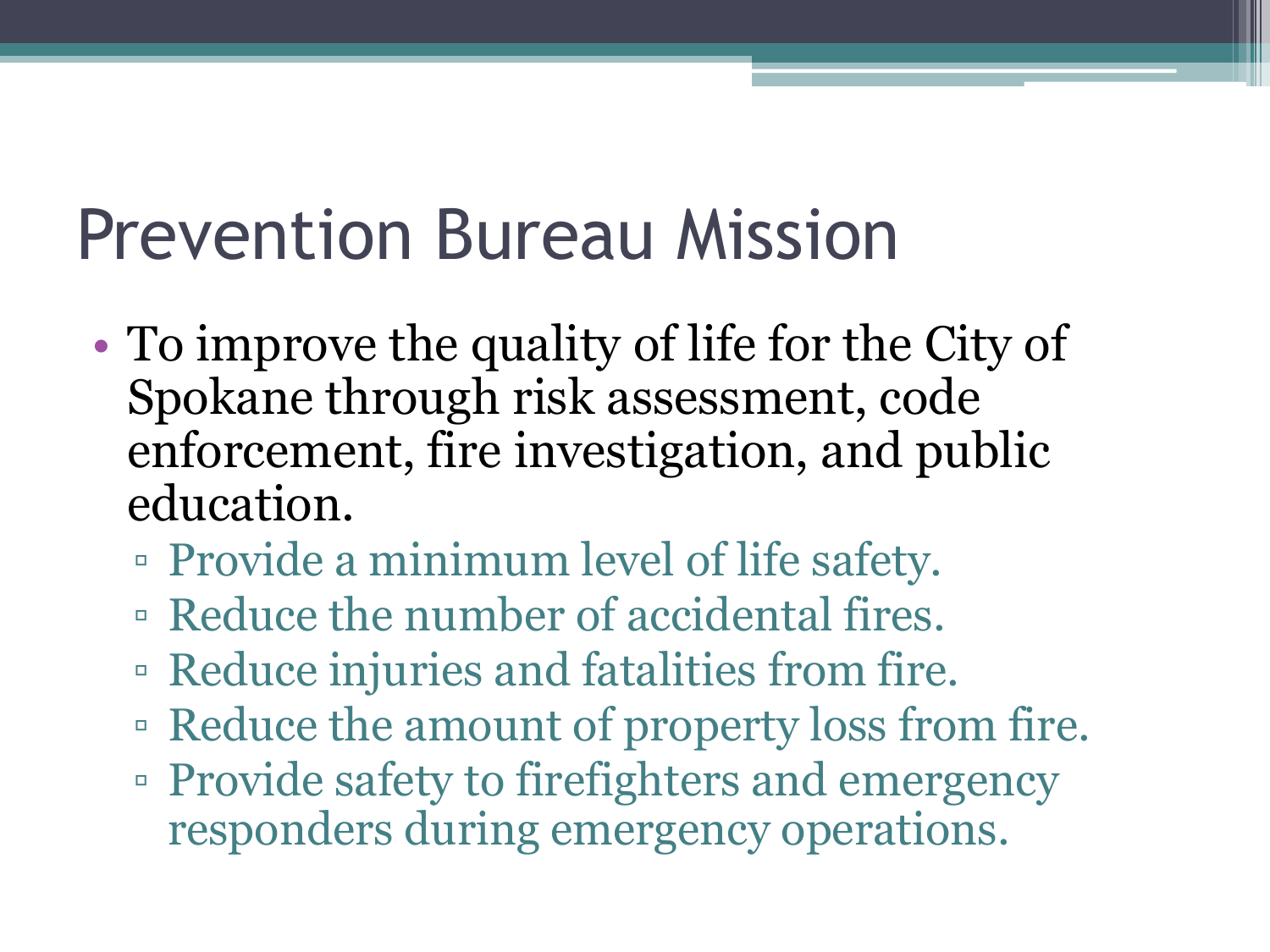# Prevention Bureau Mission

- To improve the quality of life for the City of Spokane through risk assessment, code enforcement, fire investigation, and public education.
  - Provide a minimum level of life safety.
  - Reduce the number of accidental fires.
  - Reduce injuries and fatalities from fire.
  - Reduce the amount of property loss from fire.
  - Provide safety to firefighters and emergency responders during emergency operations.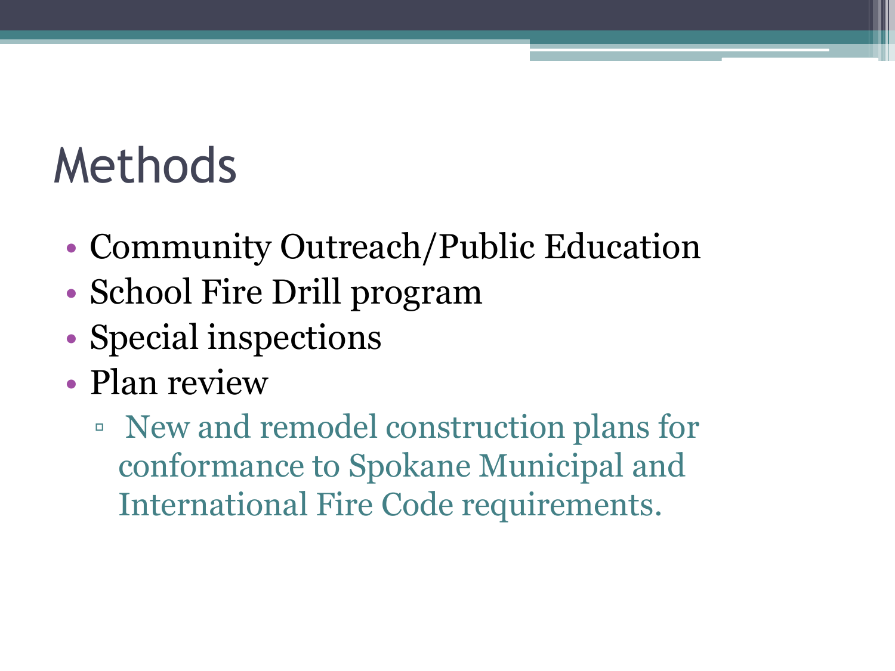# Methods

- Community Outreach/Public Education
- School Fire Drill program
- Special inspections
- Plan review
  - New and remodel construction plans for conformance to Spokane Municipal and International Fire Code requirements.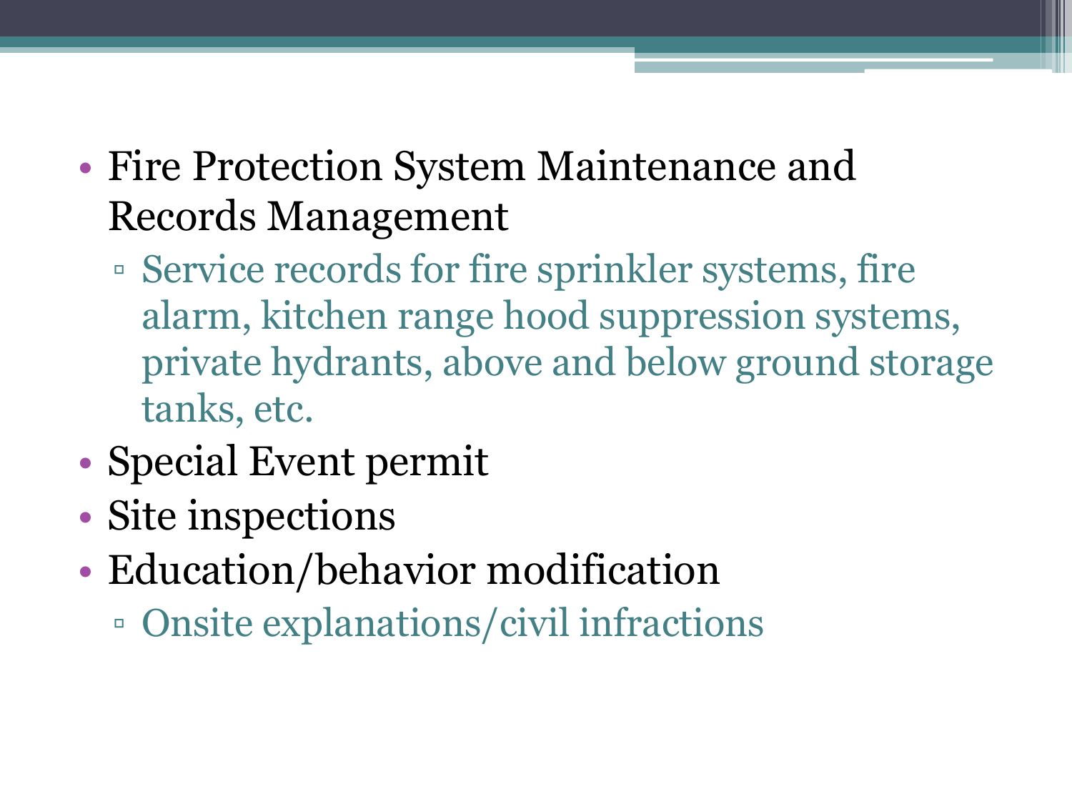- Fire Protection System Maintenance and Records Management
  - Service records for fire sprinkler systems, fire alarm, kitchen range hood suppression systems, private hydrants, above and below ground storage tanks, etc.
- Special Event permit
- Site inspections
- Education/behavior modification
  - Onsite explanations/civil infractions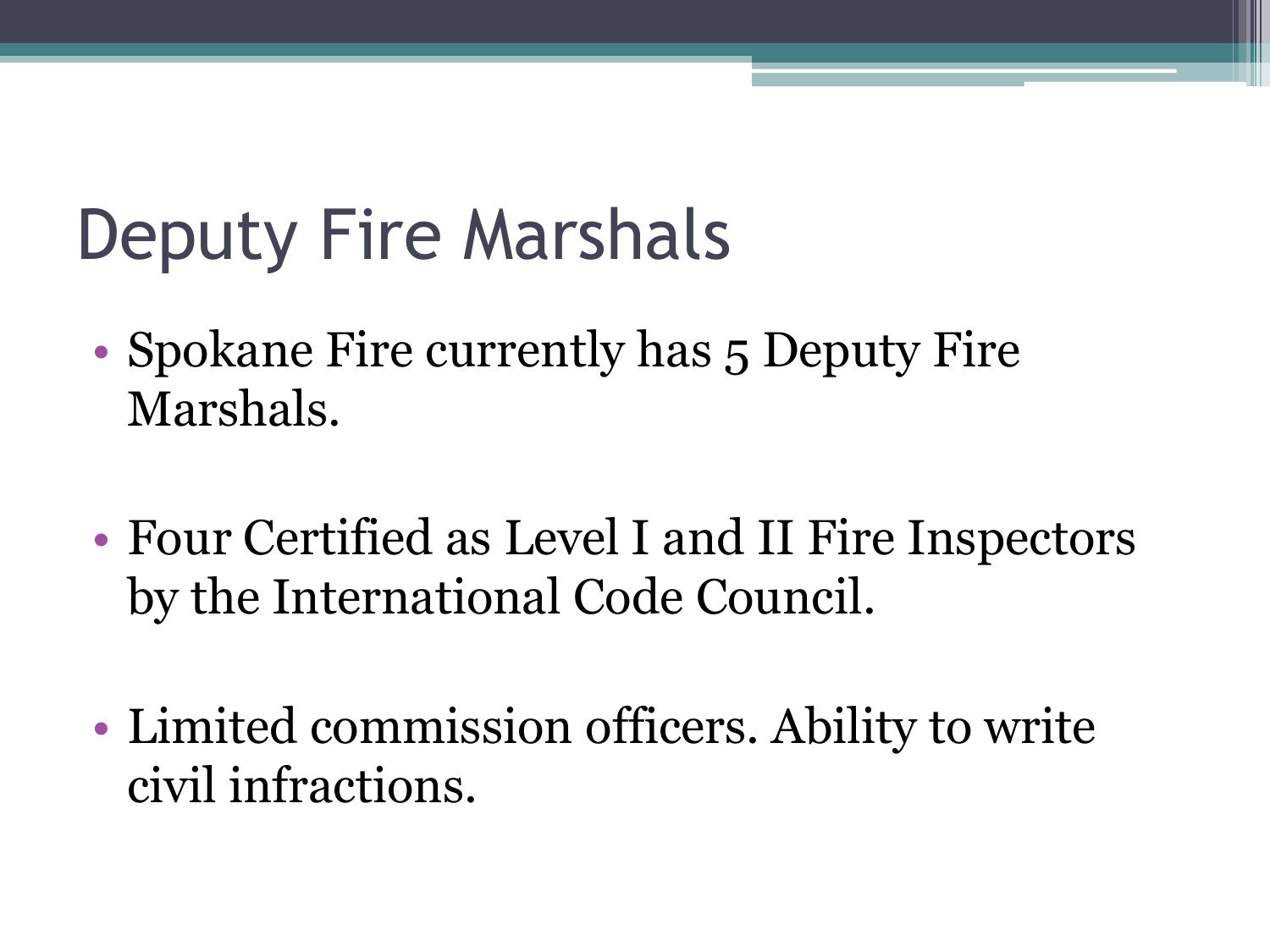# Deputy Fire Marshals

- Spokane Fire currently has 5 Deputy Fire Marshals.
- Four Certified as Level I and II Fire Inspectors by the International Code Council.
- Limited commission officers. Ability to write civil infractions.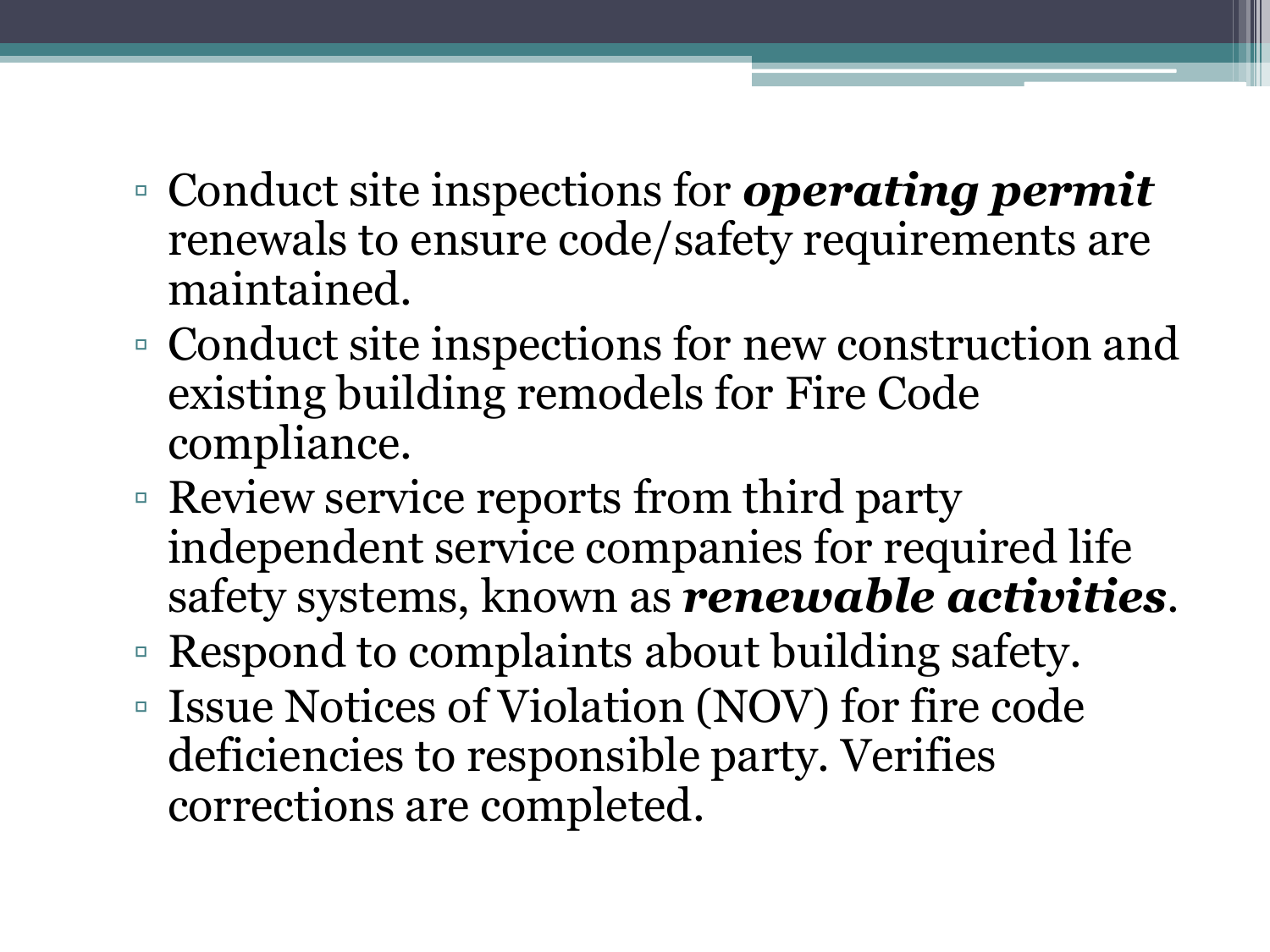- Conduct site inspections for ***operating permit*** renewals to ensure code/safety requirements are maintained.
- Conduct site inspections for new construction and existing building remodels for Fire Code compliance.
- Review service reports from third party independent service companies for required life safety systems, known as ***renewable activities***.
- Respond to complaints about building safety.
- Issue Notices of Violation (NOV) for fire code deficiencies to responsible party. Verifies corrections are completed.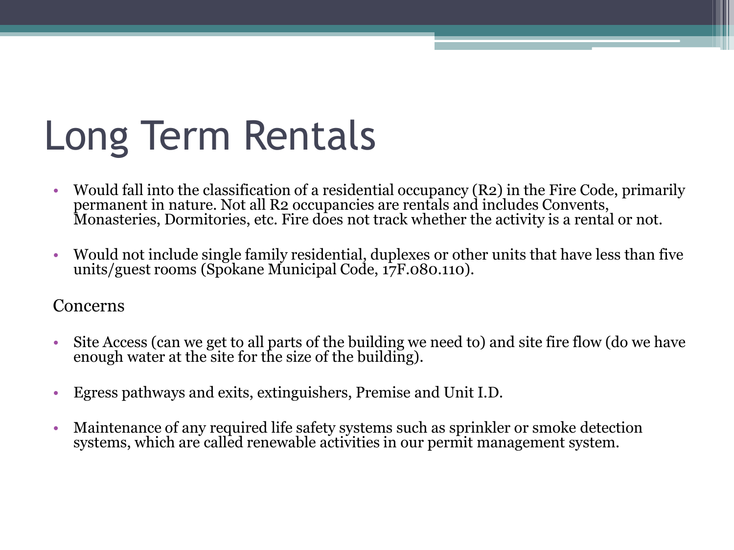# Long Term Rentals

- Would fall into the classification of a residential occupancy (R2) in the Fire Code, primarily permanent in nature. Not all R2 occupancies are rentals and includes Convents, Monasteries, Dormitories, etc. Fire does not track whether the activity is a rental or not.
- Would not include single family residential, duplexes or other units that have less than five units/guest rooms (Spokane Municipal Code, 17F.080.110).

Concerns

- Site Access (can we get to all parts of the building we need to) and site fire flow (do we have enough water at the site for the size of the building).
- Egress pathways and exits, extinguishers, Premise and Unit I.D.
- Maintenance of any required life safety systems such as sprinkler or smoke detection systems, which are called renewable activities in our permit management system.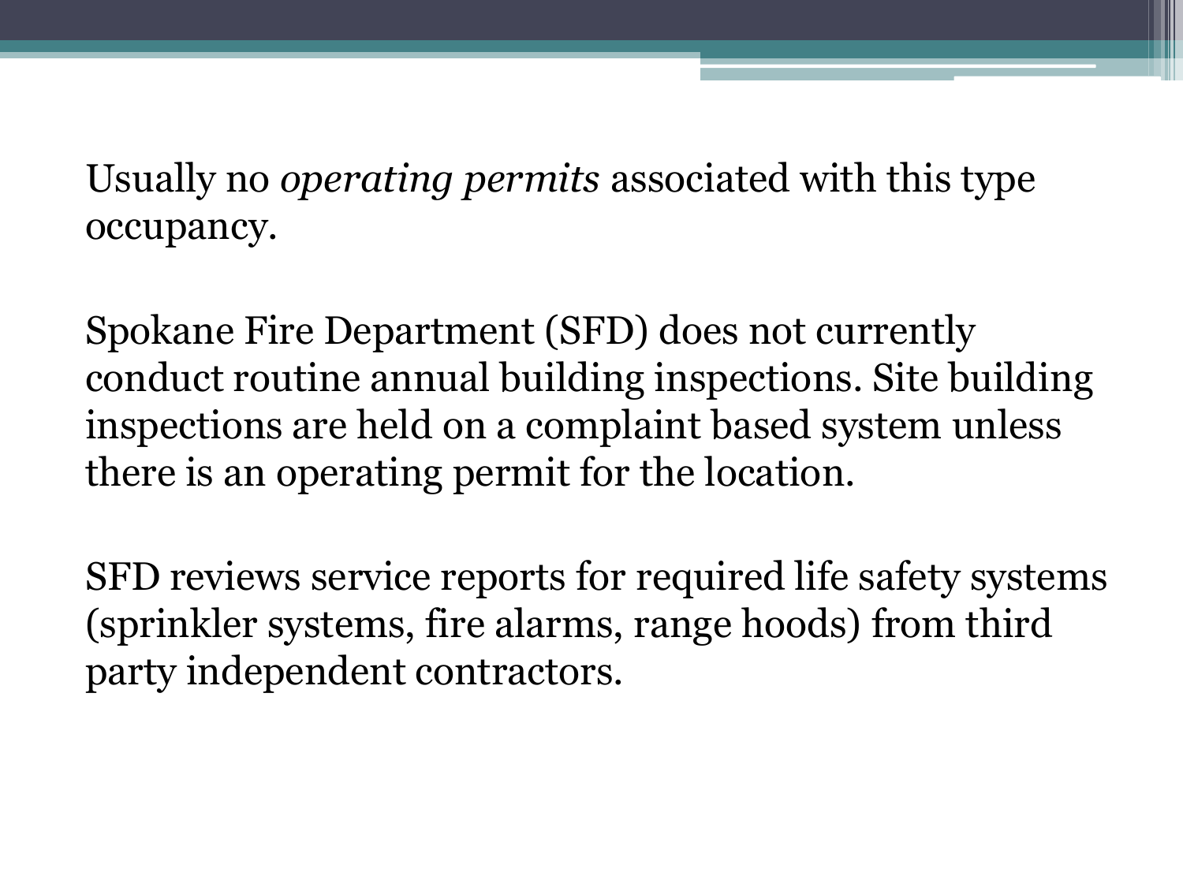Usually no *operating permits* associated with this type occupancy.

Spokane Fire Department (SFD) does not currently conduct routine annual building inspections. Site building inspections are held on a complaint based system unless there is an operating permit for the location.

SFD reviews service reports for required life safety systems (sprinkler systems, fire alarms, range hoods) from third party independent contractors.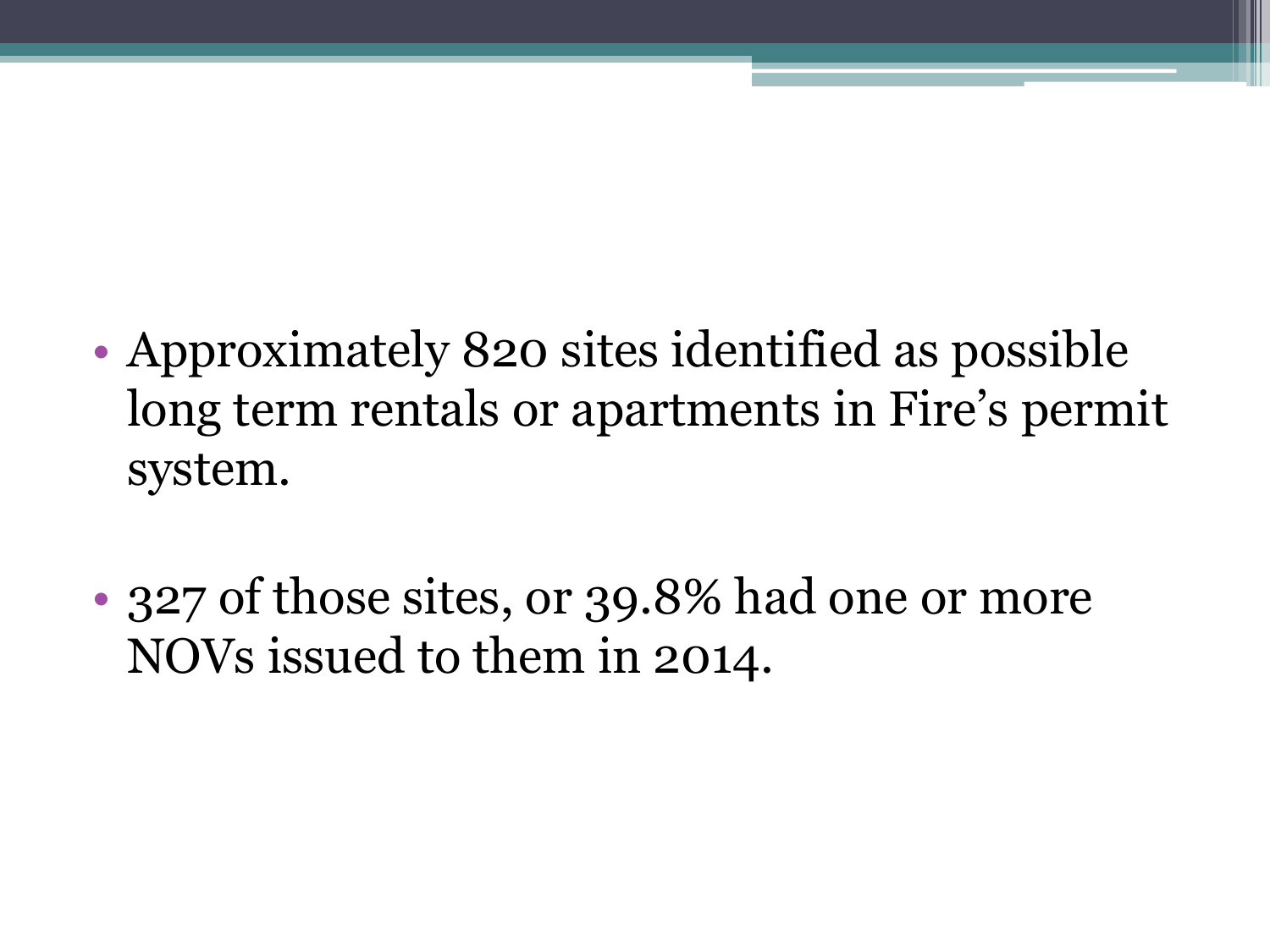- Approximately 820 sites identified as possible long term rentals or apartments in Fire's permit system.

- 327 of those sites, or 39.8% had one or more NOVs issued to them in 2014.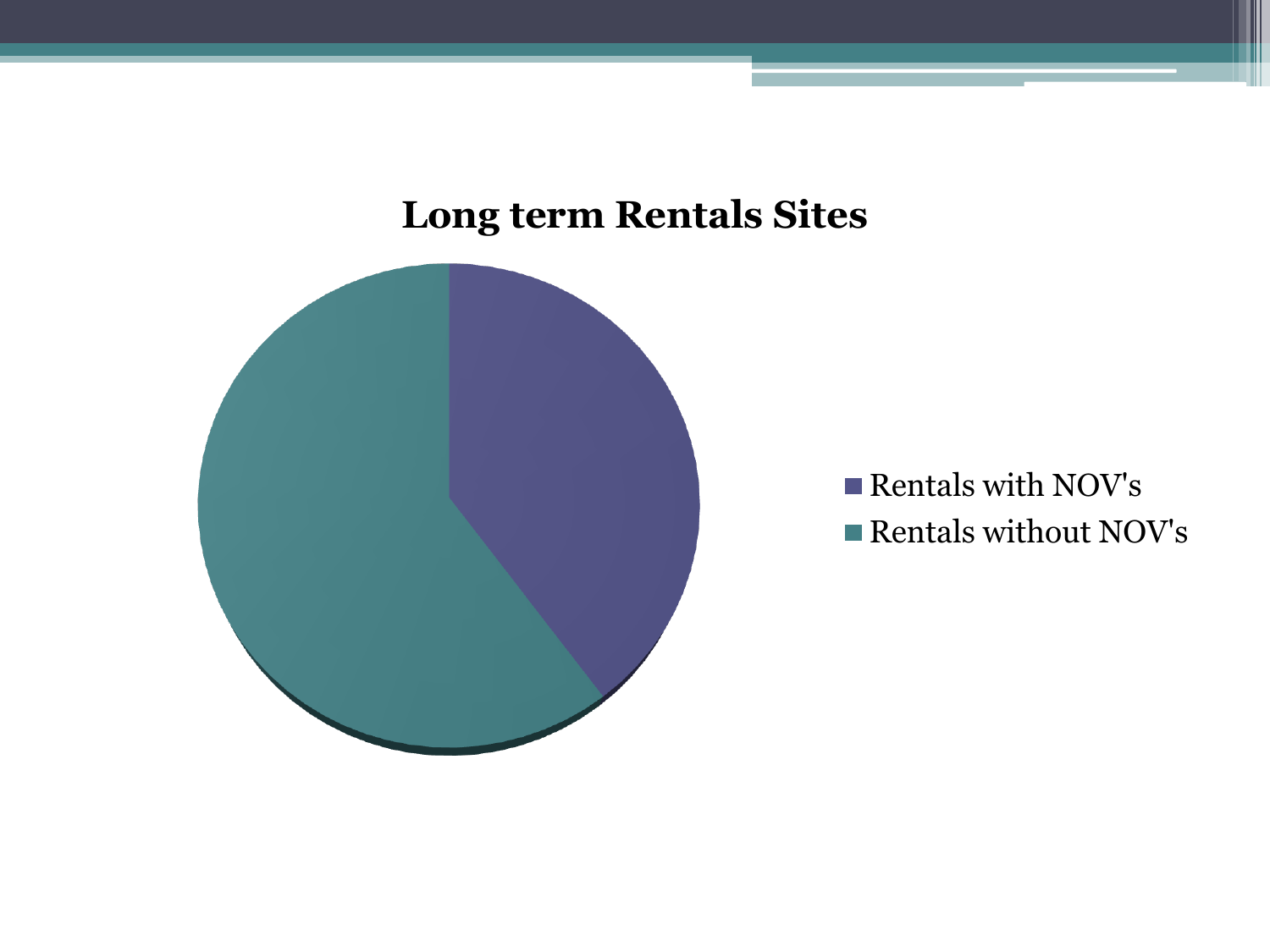## Long term Rentals Sites

- Rentals with NOV's
- Rentals without NOV's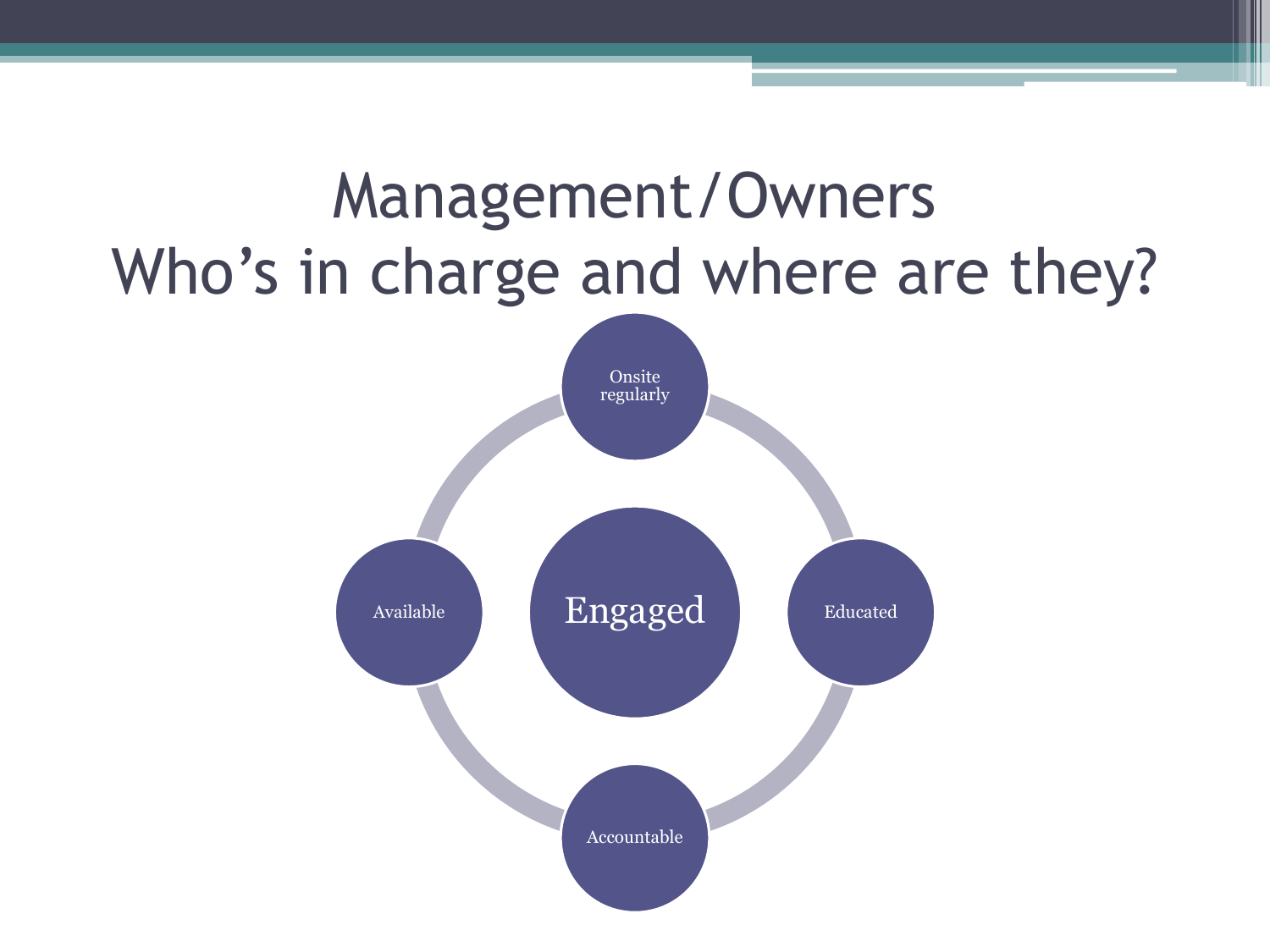# Management/Owners
# Who's in charge and where are they?

- Engaged
  - Onsite regularly
  - Educated
  - Accountable
  - Available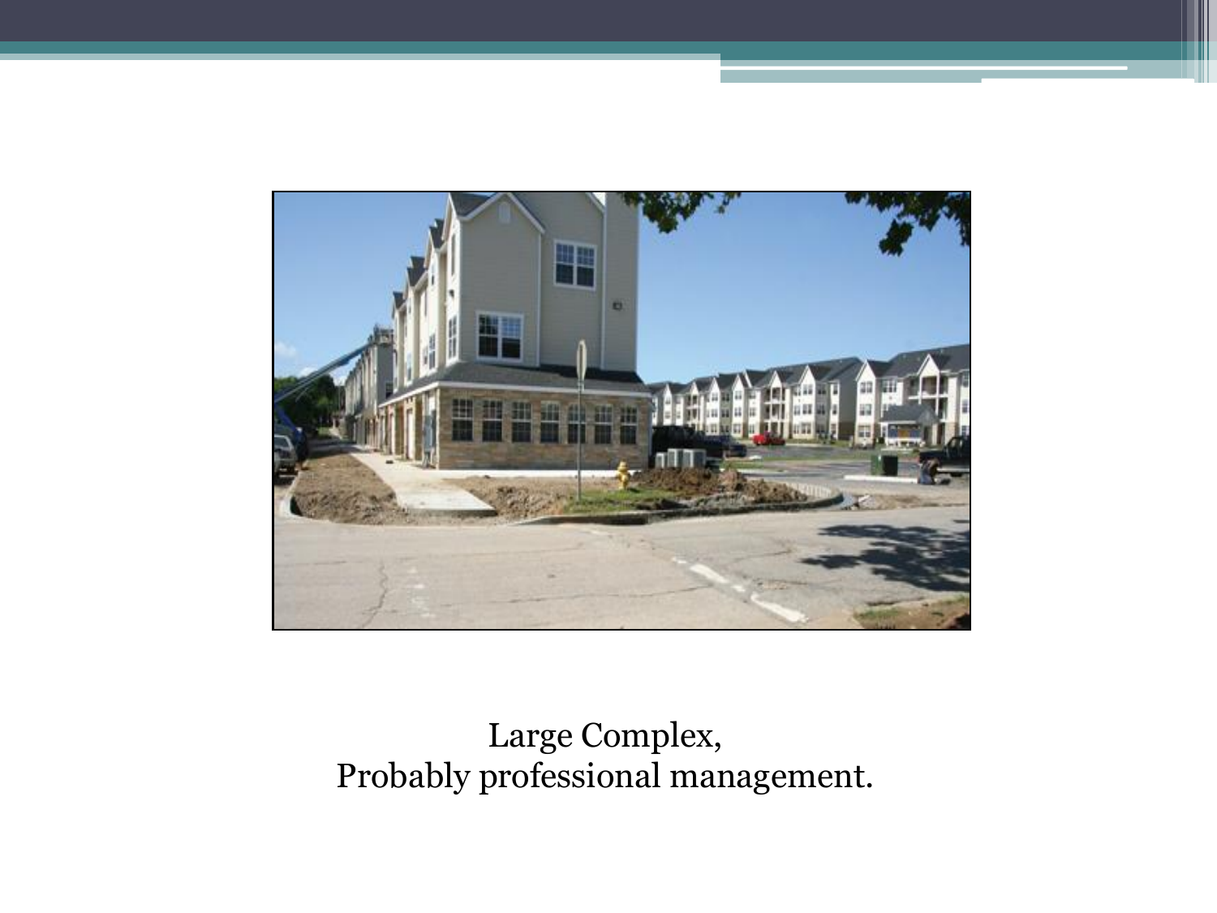Large Complex,
Probably professional management.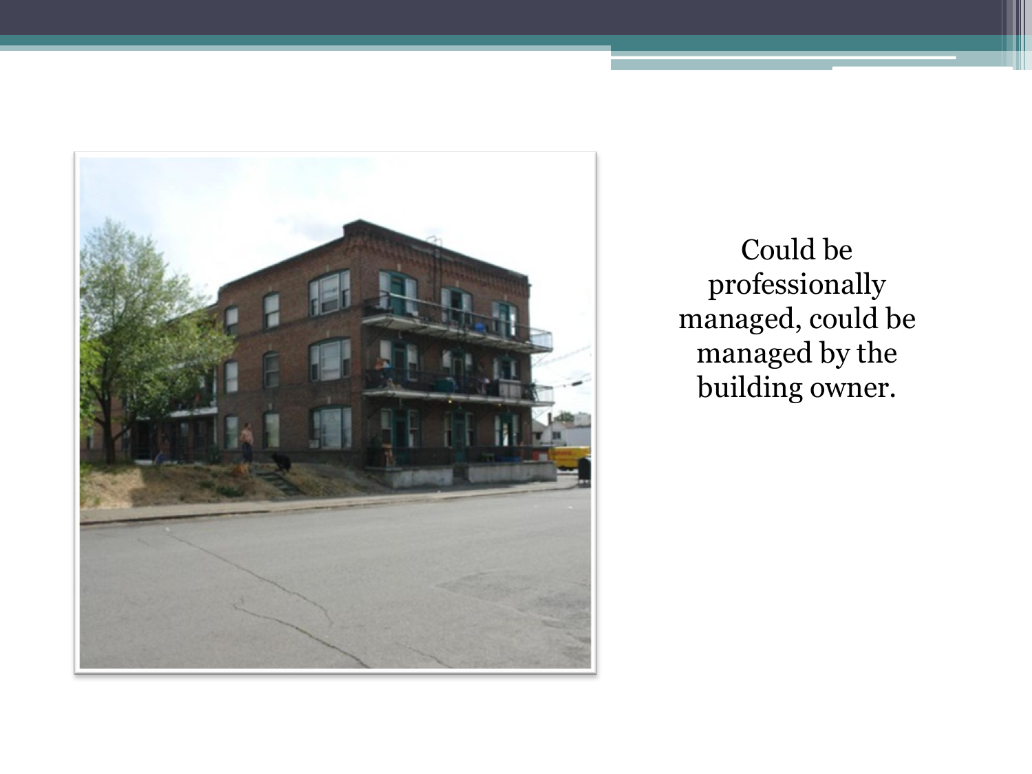Could be professionally managed, could be managed by the building owner.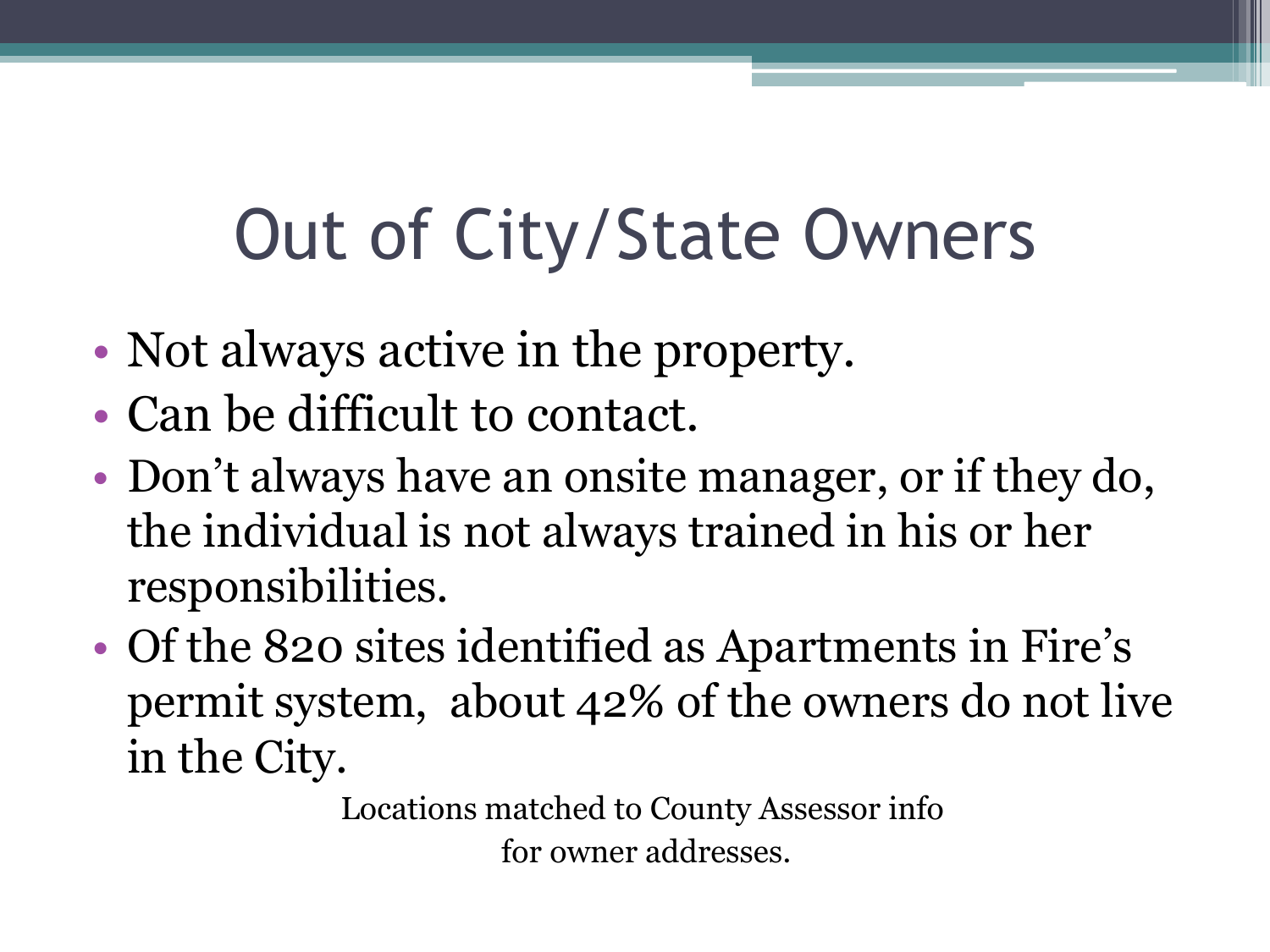# Out of City/State Owners

- Not always active in the property.
- Can be difficult to contact.
- Don't always have an onsite manager, or if they do, the individual is not always trained in his or her responsibilities.
- Of the 820 sites identified as Apartments in Fire's permit system, about 42% of the owners do not live in the City.

Locations matched to County Assessor info for owner addresses.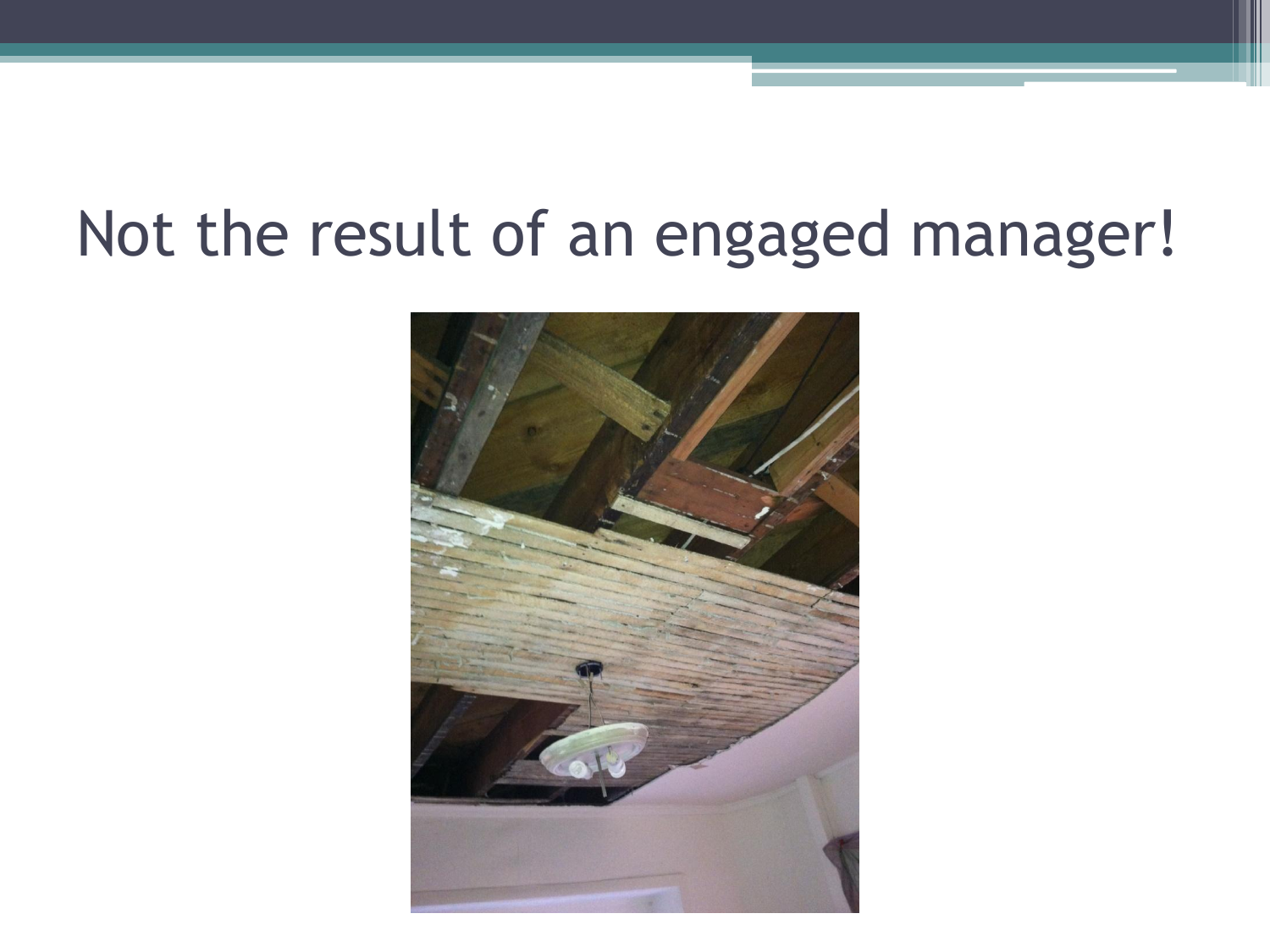# Not the result of an engaged manager!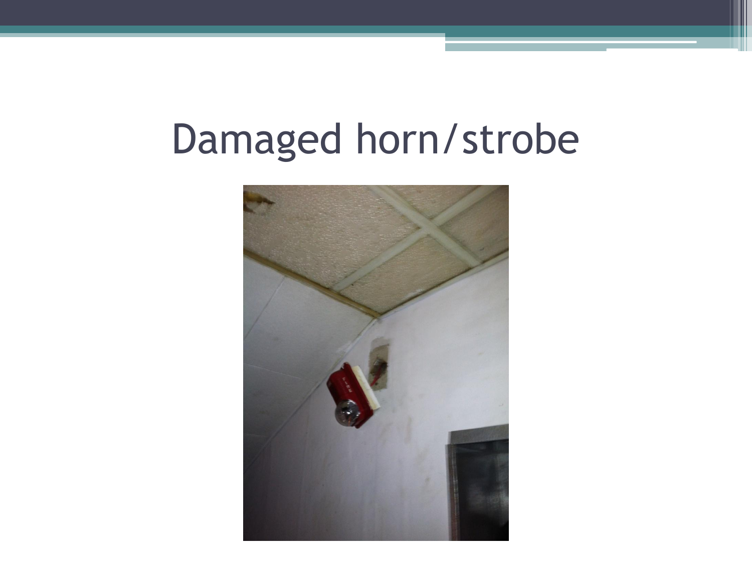# Damaged horn/strobe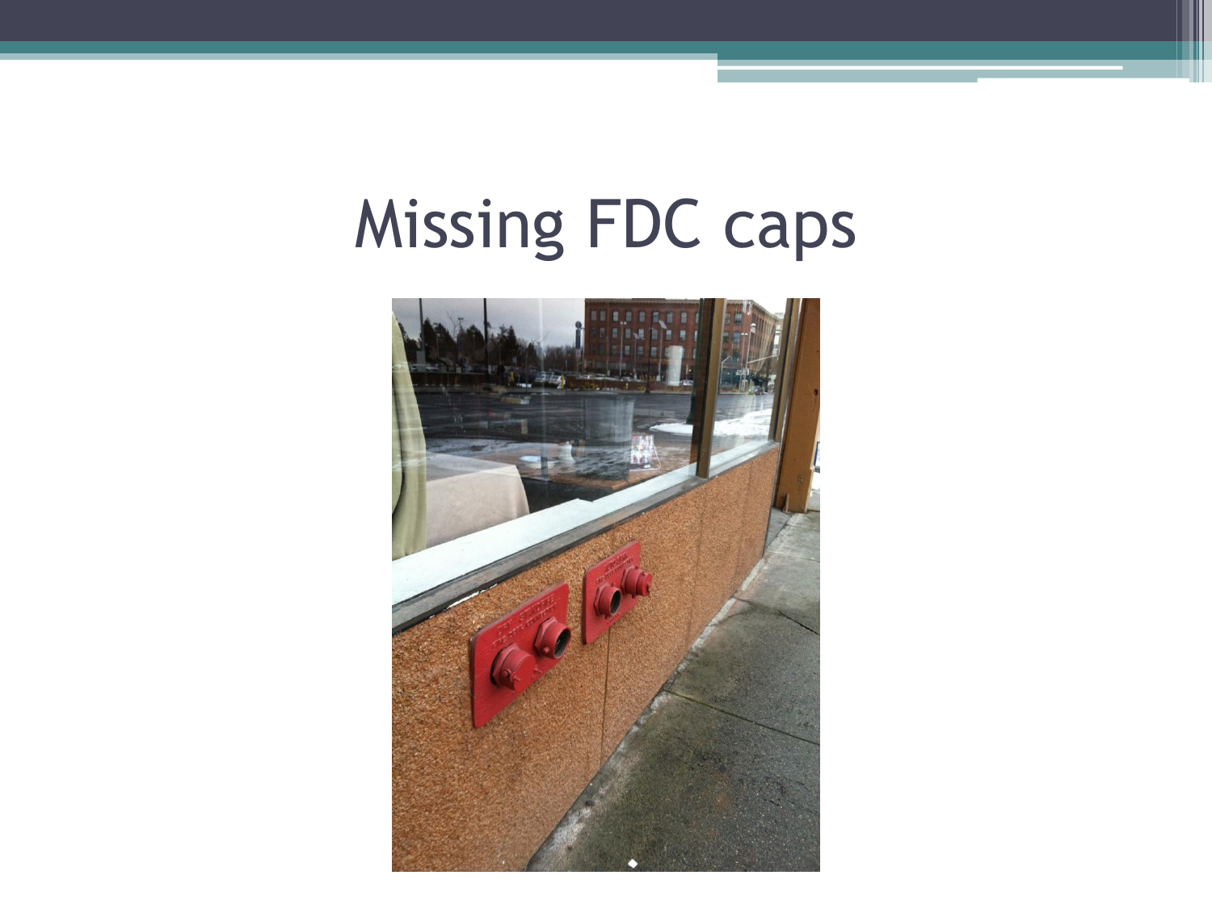# Missing FDC caps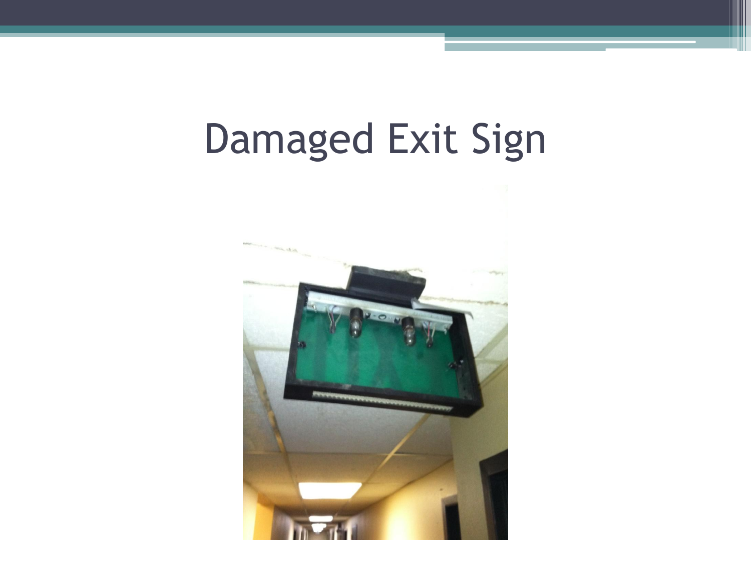# Damaged Exit Sign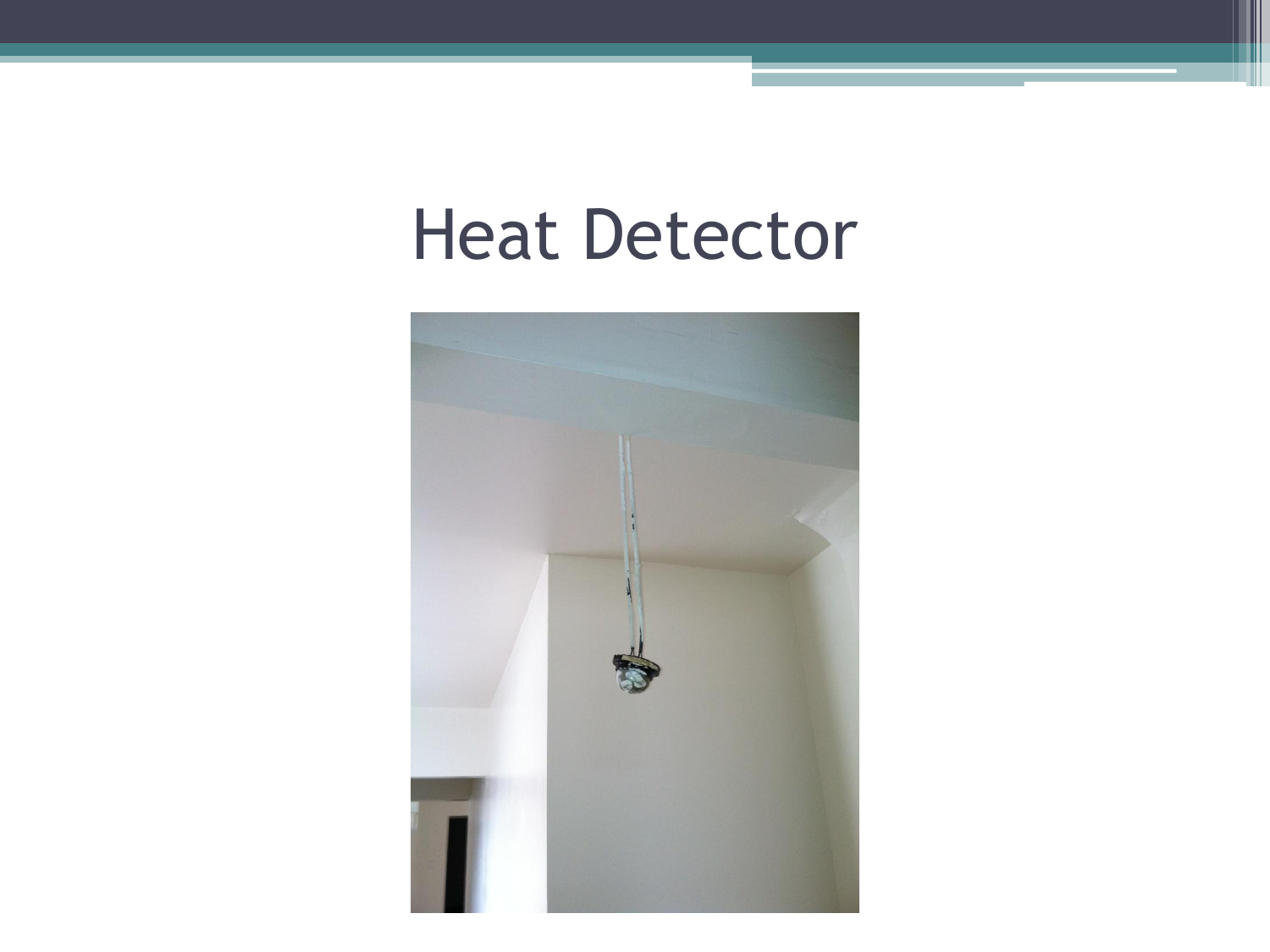# Heat Detector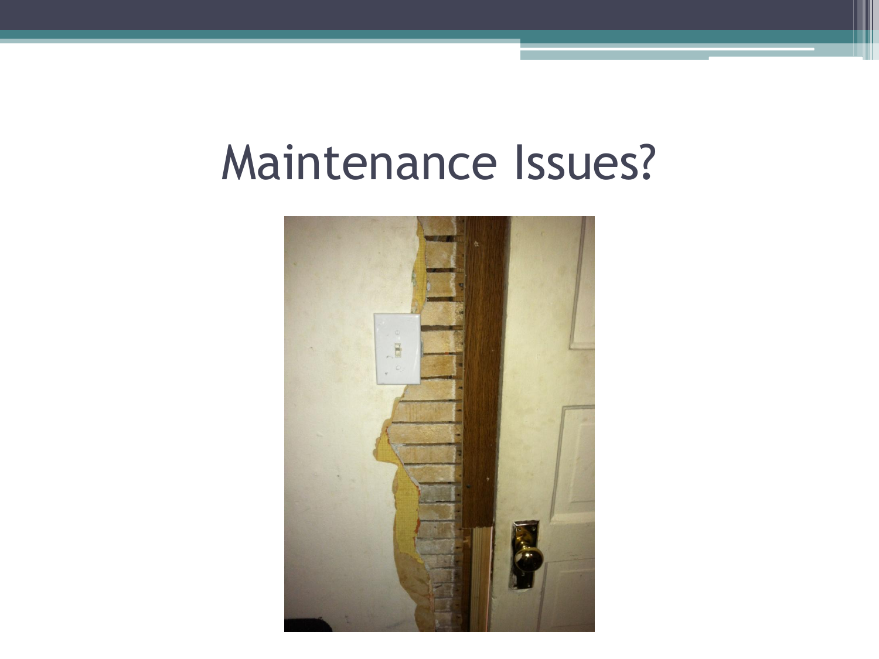# Maintenance Issues?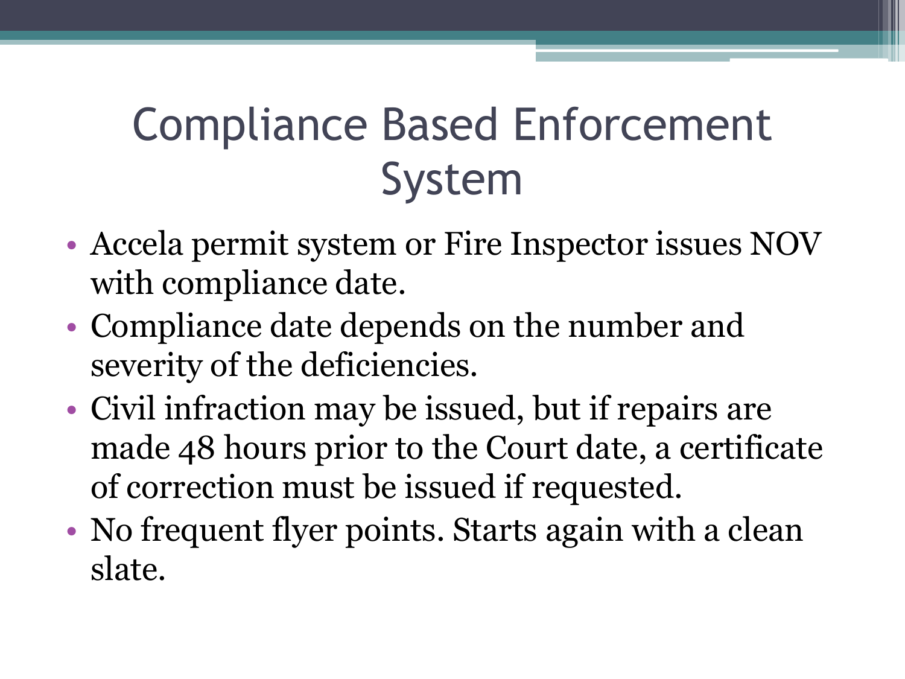# Compliance Based Enforcement System

- Accela permit system or Fire Inspector issues NOV with compliance date.
- Compliance date depends on the number and severity of the deficiencies.
- Civil infraction may be issued, but if repairs are made 48 hours prior to the Court date, a certificate of correction must be issued if requested.
- No frequent flyer points. Starts again with a clean slate.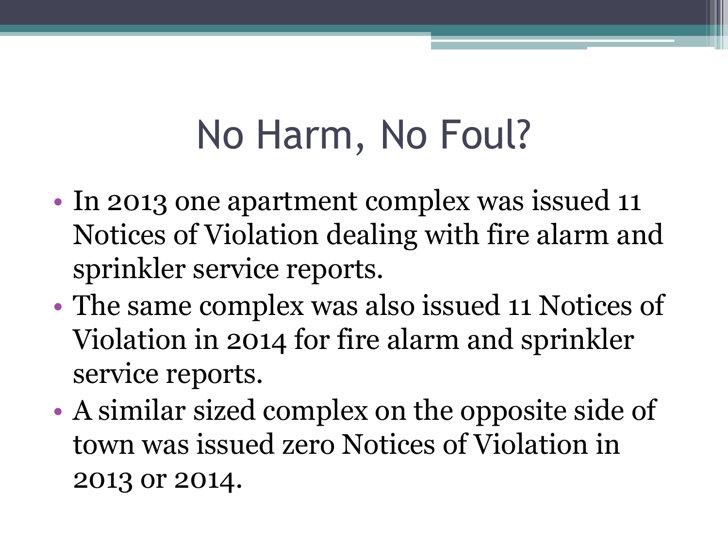# No Harm, No Foul?

- In 2013 one apartment complex was issued 11 Notices of Violation dealing with fire alarm and sprinkler service reports.
- The same complex was also issued 11 Notices of Violation in 2014 for fire alarm and sprinkler service reports.
- A similar sized complex on the opposite side of town was issued zero Notices of Violation in 2013 or 2014.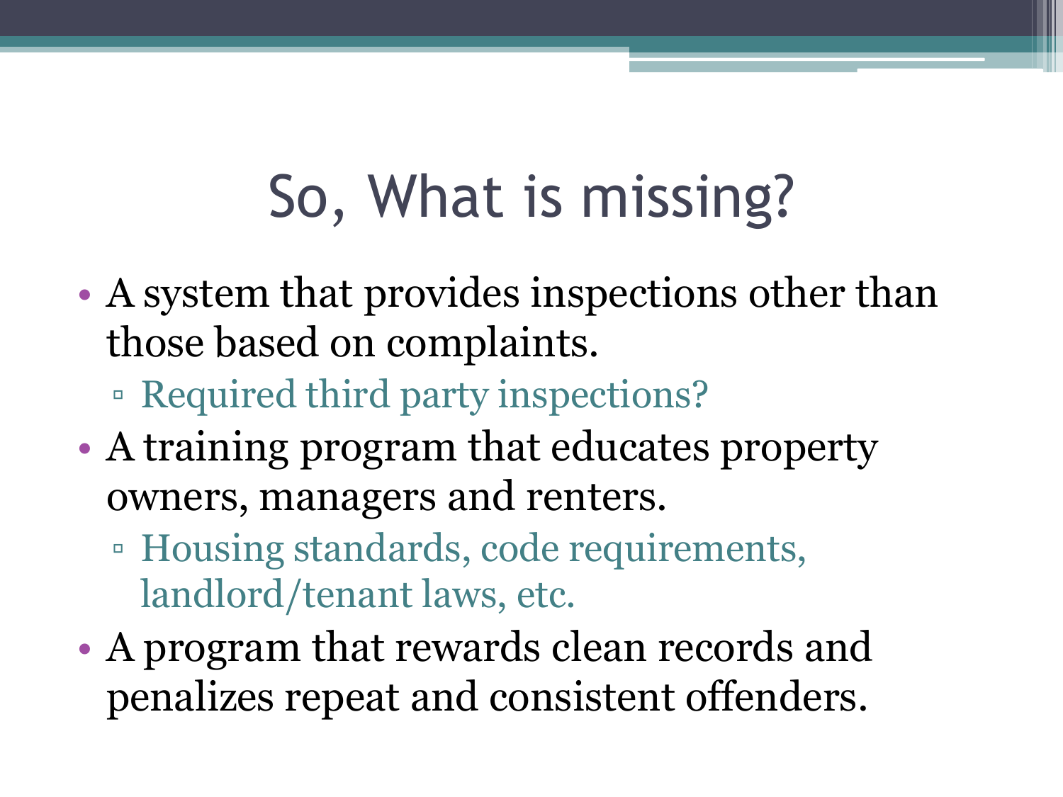# So, What is missing?

- A system that provides inspections other than those based on complaints.
  - Required third party inspections?
- A training program that educates property owners, managers and renters.
  - Housing standards, code requirements, landlord/tenant laws, etc.
- A program that rewards clean records and penalizes repeat and consistent offenders.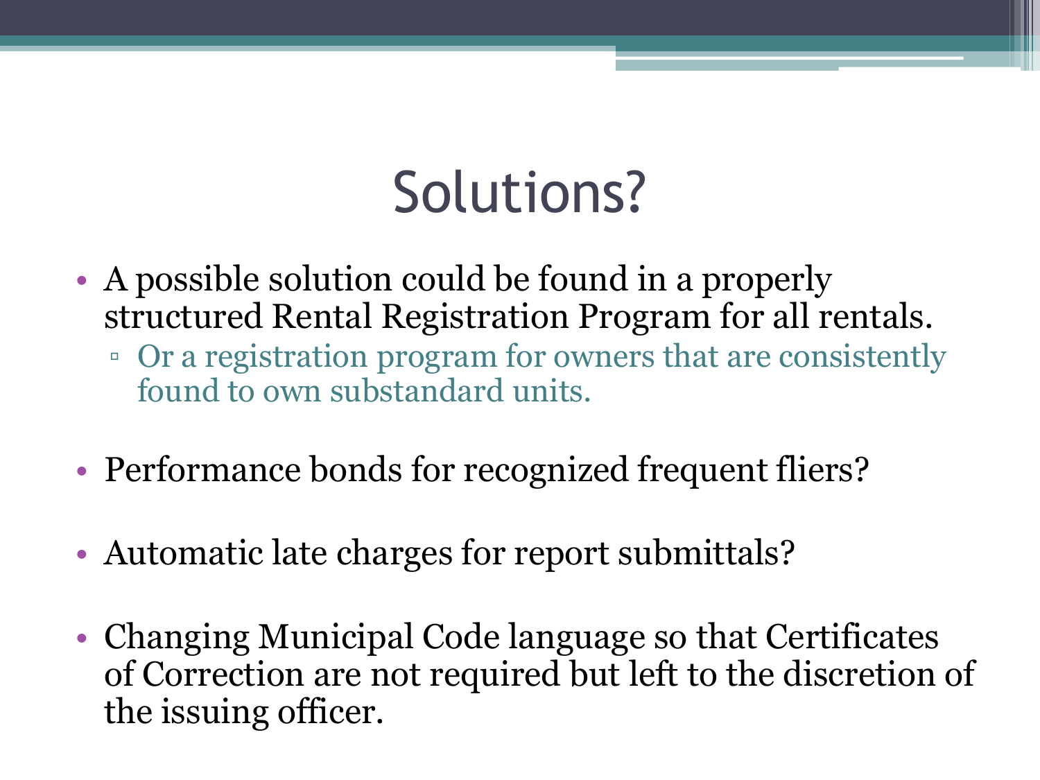# Solutions?

- A possible solution could be found in a properly structured Rental Registration Program for all rentals.
  - Or a registration program for owners that are consistently found to own substandard units.

- Performance bonds for recognized frequent fliers?

- Automatic late charges for report submittals?

- Changing Municipal Code language so that Certificates of Correction are not required but left to the discretion of the issuing officer.